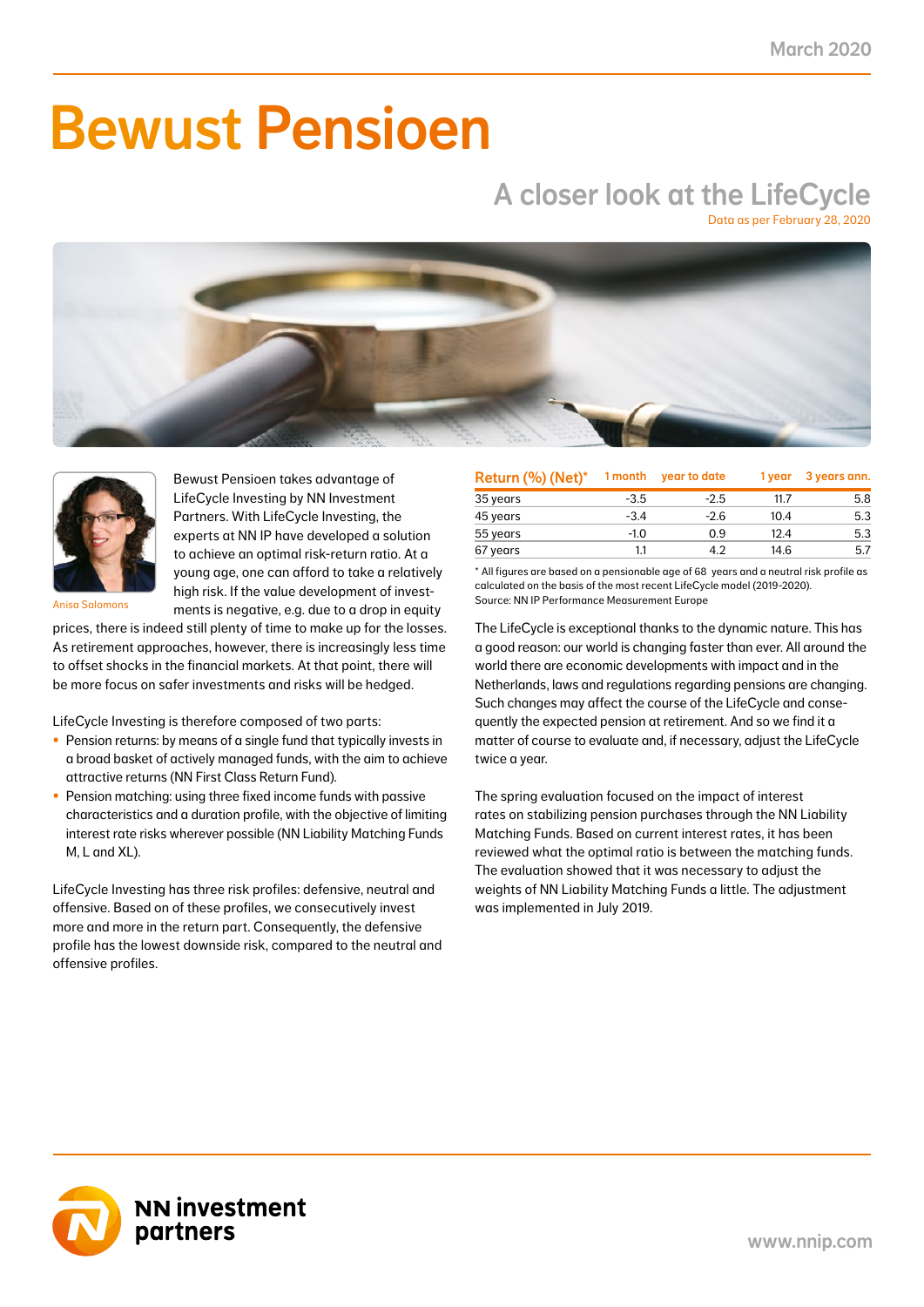March 2020

# Bewust Pensioen

## A closer look at the LifeCycle

Data as per February 28, 2020

Anisa Salomons

Bewust Pensioen takes advantage of LifeCycle Investing by NN Investment Partners. With LifeCycle Investing, the experts at NN IP have developed a solution to achieve an optimal risk-return ratio. At a young age, one can afford to take a relatively high risk. If the value development of investments is negative, e.g. due to a drop in equity prices, there is indeed still plenty of time to make up for the losses. As retirement approaches, however, there is increasingly less time to offset shocks in the financial markets. At that point, there will be more focus on safer investments and risks will be hedged.

LifeCycle Investing is therefore composed of two parts:

- Pension returns: by means of a single fund that typically invests in a broad basket of actively managed funds, with the aim to achieve attractive returns (NN First Class Return Fund).
- Pension matching: using three fixed income funds with passive characteristics and a duration profile, with the objective of limiting interest rate risks wherever possible (NN Liability Matching Funds M, L and XL).

LifeCycle Investing has three risk profiles: defensive, neutral and offensive. Based on of these profiles, we consecutively invest more and more in the return part. Consequently, the defensive profile has the lowest downside risk, compared to the neutral and offensive profiles.

| Return (%) (Net)* | 1 month | year to date | 1 year | 3 years ann. |
|---|---|---|---|---|
| 35 years | -3.5 | -2.5 | 11.7 | 5.8 |
| 45 years | -3.4 | -2.6 | 10.4 | 5.3 |
| 55 years | -1.0 | 0.9 | 12.4 | 5.3 |
| 67 years | 1.1 | 4.2 | 14.6 | 5.7 |

* All figures are based on a pensionable age of 68 years and a neutral risk profile as calculated on the basis of the most recent LifeCycle model (2019-2020).
Source: NN IP Performance Measurement Europe

The LifeCycle is exceptional thanks to the dynamic nature. This has a good reason: our world is changing faster than ever. All around the world there are economic developments with impact and in the Netherlands, laws and regulations regarding pensions are changing. Such changes may affect the course of the LifeCycle and consequently the expected pension at retirement. And so we find it a matter of course to evaluate and, if necessary, adjust the LifeCycle twice a year.

The spring evaluation focused on the impact of interest rates on stabilizing pension purchases through the NN Liability Matching Funds. Based on current interest rates, it has been reviewed what the optimal ratio is between the matching funds. The evaluation showed that it was necessary to adjust the weights of NN Liability Matching Funds a little. The adjustment was implemented in July 2019.

NN investment partners

www.nnip.com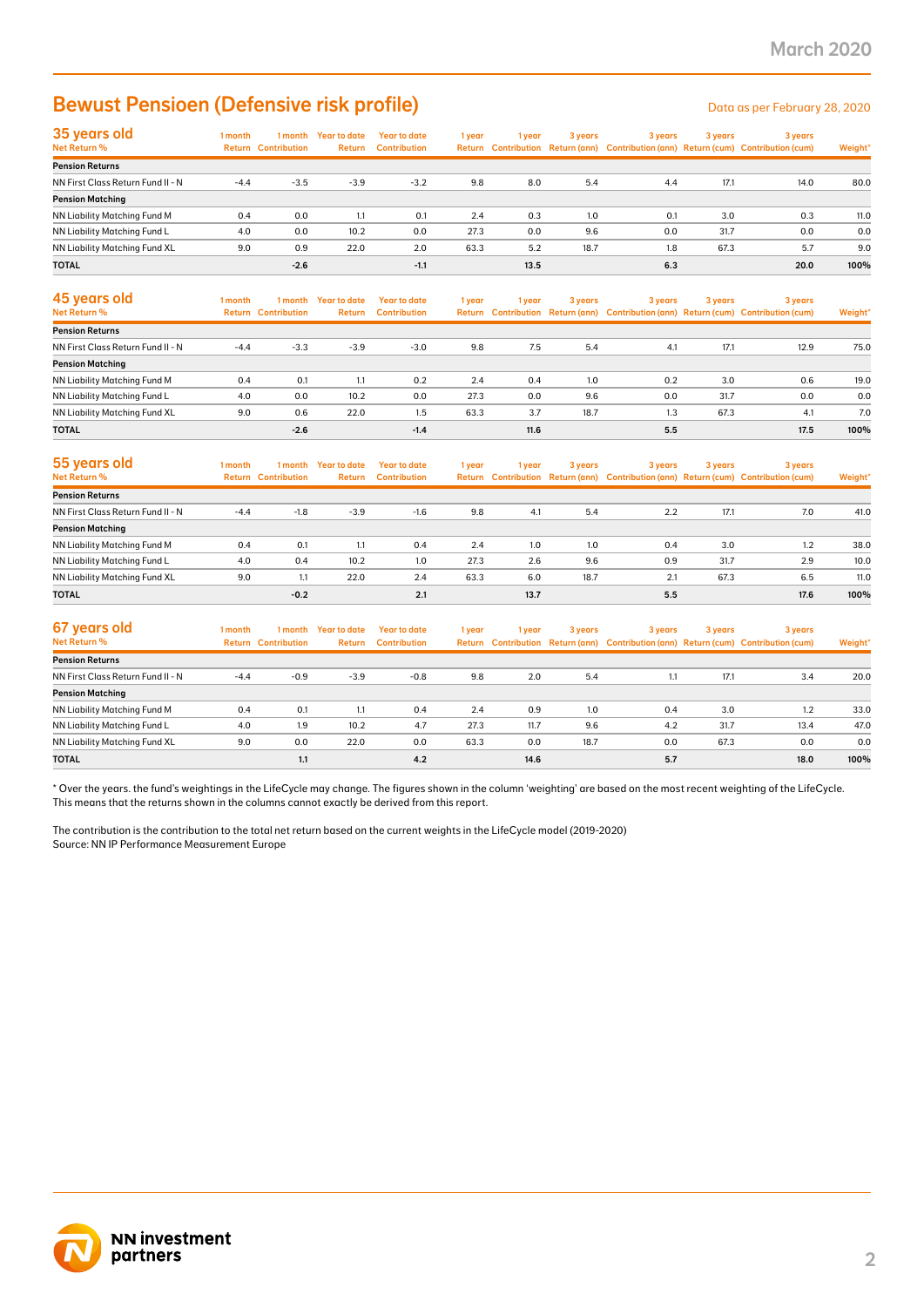# Bewust Pensioen (Defensive risk profile)

Data as per February 28, 2020

## 35 years old

| Net Return % | 1 month Return | 1 month Contribution | Year to date Return | Year to date Contribution | 1 year Return | 1 year Contribution | 3 years Return (ann) | 3 years Contribution (ann) | 3 years Return (cum) | 3 years Contribution (cum) | Weight* |
|---|---|---|---|---|---|---|---|---|---|---|---|
| **Pension Returns** | | | | | | | | | | | |
| NN First Class Return Fund II - N | -4.4 | -3.5 | -3.9 | -3.2 | 9.8 | 8.0 | 5.4 | 4.4 | 17.1 | 14.0 | 80.0 |
| **Pension Matching** | | | | | | | | | | | |
| NN Liability Matching Fund M | 0.4 | 0.0 | 1.1 | 0.1 | 2.4 | 0.3 | 1.0 | 0.1 | 3.0 | 0.3 | 11.0 |
| NN Liability Matching Fund L | 4.0 | 0.0 | 10.2 | 0.0 | 27.3 | 0.0 | 9.6 | 0.0 | 31.7 | 0.0 | 0.0 |
| NN Liability Matching Fund XL | 9.0 | 0.9 | 22.0 | 2.0 | 63.3 | 5.2 | 18.7 | 1.8 | 67.3 | 5.7 | 9.0 |
| **TOTAL** | | **-2.6** | | **-1.1** | | **13.5** | | **6.3** | | **20.0** | **100%** |

## 45 years old

| Net Return % | 1 month Return | 1 month Contribution | Year to date Return | Year to date Contribution | 1 year Return | 1 year Contribution | 3 years Return (ann) | 3 years Contribution (ann) | 3 years Return (cum) | 3 years Contribution (cum) | Weight* |
|---|---|---|---|---|---|---|---|---|---|---|---|
| **Pension Returns** | | | | | | | | | | | |
| NN First Class Return Fund II - N | -4.4 | -3.3 | -3.9 | -3.0 | 9.8 | 7.5 | 5.4 | 4.1 | 17.1 | 12.9 | 75.0 |
| **Pension Matching** | | | | | | | | | | | |
| NN Liability Matching Fund M | 0.4 | 0.1 | 1.1 | 0.2 | 2.4 | 0.4 | 1.0 | 0.2 | 3.0 | 0.6 | 19.0 |
| NN Liability Matching Fund L | 4.0 | 0.0 | 10.2 | 0.0 | 27.3 | 0.0 | 9.6 | 0.0 | 31.7 | 0.0 | 0.0 |
| NN Liability Matching Fund XL | 9.0 | 0.6 | 22.0 | 1.5 | 63.3 | 3.7 | 18.7 | 1.3 | 67.3 | 4.1 | 7.0 |
| **TOTAL** | | **-2.6** | | **-1.4** | | **11.6** | | **5.5** | | **17.5** | **100%** |

## 55 years old

| Net Return % | 1 month Return | 1 month Contribution | Year to date Return | Year to date Contribution | 1 year Return | 1 year Contribution | 3 years Return (ann) | 3 years Contribution (ann) | 3 years Return (cum) | 3 years Contribution (cum) | Weight* |
|---|---|---|---|---|---|---|---|---|---|---|---|
| **Pension Returns** | | | | | | | | | | | |
| NN First Class Return Fund II - N | -4.4 | -1.8 | -3.9 | -1.6 | 9.8 | 4.1 | 5.4 | 2.2 | 17.1 | 7.0 | 41.0 |
| **Pension Matching** | | | | | | | | | | | |
| NN Liability Matching Fund M | 0.4 | 0.1 | 1.1 | 0.4 | 2.4 | 1.0 | 1.0 | 0.4 | 3.0 | 1.2 | 38.0 |
| NN Liability Matching Fund L | 4.0 | 0.4 | 10.2 | 1.0 | 27.3 | 2.6 | 9.6 | 0.9 | 31.7 | 2.9 | 10.0 |
| NN Liability Matching Fund XL | 9.0 | 1.1 | 22.0 | 2.4 | 63.3 | 6.0 | 18.7 | 2.1 | 67.3 | 6.5 | 11.0 |
| **TOTAL** | | **-0.2** | | **2.1** | | **13.7** | | **5.5** | | **17.6** | **100%** |

## 67 years old

| Net Return % | 1 month Return | 1 month Contribution | Year to date Return | Year to date Contribution | 1 year Return | 1 year Contribution | 3 years Return (ann) | 3 years Contribution (ann) | 3 years Return (cum) | 3 years Contribution (cum) | Weight* |
|---|---|---|---|---|---|---|---|---|---|---|---|
| **Pension Returns** | | | | | | | | | | | |
| NN First Class Return Fund II - N | -4.4 | -0.9 | -3.9 | -0.8 | 9.8 | 2.0 | 5.4 | 1.1 | 17.1 | 3.4 | 20.0 |
| **Pension Matching** | | | | | | | | | | | |
| NN Liability Matching Fund M | 0.4 | 0.1 | 1.1 | 0.4 | 2.4 | 0.9 | 1.0 | 0.4 | 3.0 | 1.2 | 33.0 |
| NN Liability Matching Fund L | 4.0 | 1.9 | 10.2 | 4.7 | 27.3 | 11.7 | 9.6 | 4.2 | 31.7 | 13.4 | 47.0 |
| NN Liability Matching Fund XL | 9.0 | 0.0 | 22.0 | 0.0 | 63.3 | 0.0 | 18.7 | 0.0 | 67.3 | 0.0 | 0.0 |
| **TOTAL** | | **1.1** | | **4.2** | | **14.6** | | **5.7** | | **18.0** | **100%** |

* Over the years. the fund's weightings in the LifeCycle may change. The figures shown in the column 'weighting' are based on the most recent weighting of the LifeCycle. This means that the returns shown in the columns cannot exactly be derived from this report.

The contribution is the contribution to the total net return based on the current weights in the LifeCycle model (2019-2020)
Source: NN IP Performance Measurement Europe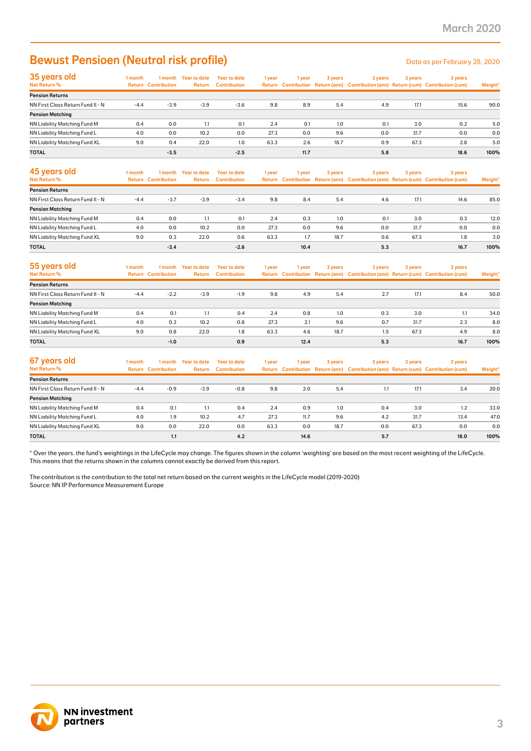# Bewust Pensioen (Neutral risk profile)

Data as per February 28, 2020

## 35 years old

| Net Return % | 1 month Return | 1 month Contribution | Year to date Return | Year to date Contribution | 1 year Return | 1 year Contribution | 3 years Return (ann) | 3 years Contribution (ann) | 3 years Return (cum) | 3 years Contribution (cum) | Weight* |
|---|---|---|---|---|---|---|---|---|---|---|---|
| **Pension Returns** | | | | | | | | | | | |
| NN First Class Return Fund II - N | -4.4 | -3.9 | -3.9 | -3.6 | 9.8 | 8.9 | 5.4 | 4.9 | 17.1 | 15.6 | 90.0 |
| **Pension Matching** | | | | | | | | | | | |
| NN Liability Matching Fund M | 0.4 | 0.0 | 1.1 | 0.1 | 2.4 | 0.1 | 1.0 | 0.1 | 3.0 | 0.2 | 5.0 |
| NN Liability Matching Fund L | 4.0 | 0.0 | 10.2 | 0.0 | 27.3 | 0.0 | 9.6 | 0.0 | 31.7 | 0.0 | 0.0 |
| NN Liability Matching Fund XL | 9.0 | 0.4 | 22.0 | 1.0 | 63.3 | 2.6 | 18.7 | 0.9 | 67.3 | 2.8 | 5.0 |
| **TOTAL** | | **-3.5** | | **-2.5** | | **11.7** | | **5.8** | | **18.6** | **100%** |

## 45 years old

| Net Return % | 1 month Return | 1 month Contribution | Year to date Return | Year to date Contribution | 1 year Return | 1 year Contribution | 3 years Return (ann) | 3 years Contribution (ann) | 3 years Return (cum) | 3 years Contribution (cum) | Weight* |
|---|---|---|---|---|---|---|---|---|---|---|---|
| **Pension Returns** | | | | | | | | | | | |
| NN First Class Return Fund II - N | -4.4 | -3.7 | -3.9 | -3.4 | 9.8 | 8.4 | 5.4 | 4.6 | 17.1 | 14.6 | 85.0 |
| **Pension Matching** | | | | | | | | | | | |
| NN Liability Matching Fund M | 0.4 | 0.0 | 1.1 | 0.1 | 2.4 | 0.3 | 1.0 | 0.1 | 3.0 | 0.3 | 12.0 |
| NN Liability Matching Fund L | 4.0 | 0.0 | 10.2 | 0.0 | 27.3 | 0.0 | 9.6 | 0.0 | 31.7 | 0.0 | 0.0 |
| NN Liability Matching Fund XL | 9.0 | 0.3 | 22.0 | 0.6 | 63.3 | 1.7 | 18.7 | 0.6 | 67.3 | 1.8 | 3.0 |
| **TOTAL** | | **-3.4** | | **-2.6** | | **10.4** | | **5.3** | | **16.7** | **100%** |

## 55 years old

| Net Return % | 1 month Return | 1 month Contribution | Year to date Return | Year to date Contribution | 1 year Return | 1 year Contribution | 3 years Return (ann) | 3 years Contribution (ann) | 3 years Return (cum) | 3 years Contribution (cum) | Weight* |
|---|---|---|---|---|---|---|---|---|---|---|---|
| **Pension Returns** | | | | | | | | | | | |
| NN First Class Return Fund II - N | -4.4 | -2.2 | -3.9 | -1.9 | 9.8 | 4.9 | 5.4 | 2.7 | 17.1 | 8.4 | 50.0 |
| **Pension Matching** | | | | | | | | | | | |
| NN Liability Matching Fund M | 0.4 | 0.1 | 1.1 | 0.4 | 2.4 | 0.8 | 1.0 | 0.3 | 3.0 | 1.1 | 34.0 |
| NN Liability Matching Fund L | 4.0 | 0.3 | 10.2 | 0.8 | 27.3 | 2.1 | 9.6 | 0.7 | 31.7 | 2.3 | 8.0 |
| NN Liability Matching Fund XL | 9.0 | 0.8 | 22.0 | 1.8 | 63.3 | 4.6 | 18.7 | 1.5 | 67.3 | 4.9 | 8.0 |
| **TOTAL** | | **-1.0** | | **0.9** | | **12.4** | | **5.3** | | **16.7** | **100%** |

## 67 years old

| Net Return % | 1 month Return | 1 month Contribution | Year to date Return | Year to date Contribution | 1 year Return | 1 year Contribution | 3 years Return (ann) | 3 years Contribution (ann) | 3 years Return (cum) | 3 years Contribution (cum) | Weight* |
|---|---|---|---|---|---|---|---|---|---|---|---|
| **Pension Returns** | | | | | | | | | | | |
| NN First Class Return Fund II - N | -4.4 | -0.9 | -3.9 | -0.8 | 9.8 | 2.0 | 5.4 | 1.1 | 17.1 | 3.4 | 20.0 |
| **Pension Matching** | | | | | | | | | | | |
| NN Liability Matching Fund M | 0.4 | 0.1 | 1.1 | 0.4 | 2.4 | 0.9 | 1.0 | 0.4 | 3.0 | 1.2 | 33.0 |
| NN Liability Matching Fund L | 4.0 | 1.9 | 10.2 | 4.7 | 27.3 | 11.7 | 9.6 | 4.2 | 31.7 | 13.4 | 47.0 |
| NN Liability Matching Fund XL | 9.0 | 0.0 | 22.0 | 0.0 | 63.3 | 0.0 | 18.7 | 0.0 | 67.3 | 0.0 | 0.0 |
| **TOTAL** | | **1.1** | | **4.2** | | **14.6** | | **5.7** | | **18.0** | **100%** |

* Over the years. the fund's weightings in the LifeCycle may change. The figures shown in the column 'weighting' are based on the most recent weighting of the LifeCycle. This means that the returns shown in the columns cannot exactly be derived from this report.

The contribution is the contribution to the total net return based on the current weights in the LifeCycle model (2019-2020)
Source: NN IP Performance Measurement Europe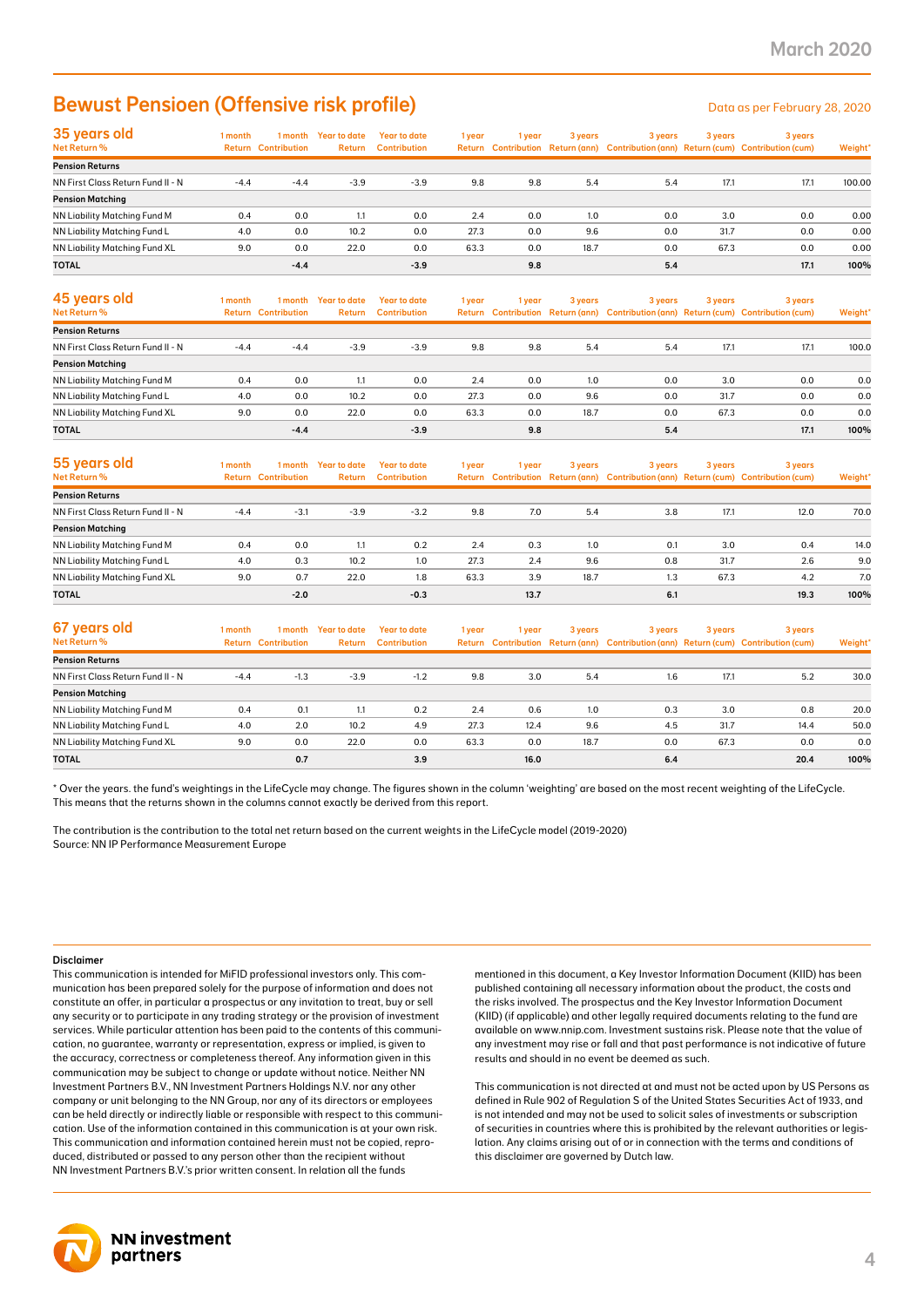## Bewust Pensioen (Offensive risk profile)

Data as per February 28, 2020

| 35 years old Net Return % | 1 month Return | 1 month Contribution | Year to date Return | Year to date Contribution | 1 year Return | 1 year Contribution | 3 years Return (ann) | 3 years Contribution (ann) | 3 years Return (cum) | 3 years Contribution (cum) | Weight* |
|---|---|---|---|---|---|---|---|---|---|---|---|
| **Pension Returns** | | | | | | | | | | | |
| NN First Class Return Fund II - N | -4.4 | -4.4 | -3.9 | -3.9 | 9.8 | 9.8 | 5.4 | 5.4 | 17.1 | 17.1 | 100.00 |
| **Pension Matching** | | | | | | | | | | | |
| NN Liability Matching Fund M | 0.4 | 0.0 | 1.1 | 0.0 | 2.4 | 0.0 | 1.0 | 0.0 | 3.0 | 0.0 | 0.00 |
| NN Liability Matching Fund L | 4.0 | 0.0 | 10.2 | 0.0 | 27.3 | 0.0 | 9.6 | 0.0 | 31.7 | 0.0 | 0.00 |
| NN Liability Matching Fund XL | 9.0 | 0.0 | 22.0 | 0.0 | 63.3 | 0.0 | 18.7 | 0.0 | 67.3 | 0.0 | 0.00 |
| **TOTAL** | | **-4.4** | | **-3.9** | | **9.8** | | **5.4** | | **17.1** | **100%** |

| 45 years old Net Return % | 1 month Return | 1 month Contribution | Year to date Return | Year to date Contribution | 1 year Return | 1 year Contribution | 3 years Return (ann) | 3 years Contribution (ann) | 3 years Return (cum) | 3 years Contribution (cum) | Weight* |
|---|---|---|---|---|---|---|---|---|---|---|---|
| **Pension Returns** | | | | | | | | | | | |
| NN First Class Return Fund II - N | -4.4 | -4.4 | -3.9 | -3.9 | 9.8 | 9.8 | 5.4 | 5.4 | 17.1 | 17.1 | 100.0 |
| **Pension Matching** | | | | | | | | | | | |
| NN Liability Matching Fund M | 0.4 | 0.0 | 1.1 | 0.0 | 2.4 | 0.0 | 1.0 | 0.0 | 3.0 | 0.0 | 0.0 |
| NN Liability Matching Fund L | 4.0 | 0.0 | 10.2 | 0.0 | 27.3 | 0.0 | 9.6 | 0.0 | 31.7 | 0.0 | 0.0 |
| NN Liability Matching Fund XL | 9.0 | 0.0 | 22.0 | 0.0 | 63.3 | 0.0 | 18.7 | 0.0 | 67.3 | 0.0 | 0.0 |
| **TOTAL** | | **-4.4** | | **-3.9** | | **9.8** | | **5.4** | | **17.1** | **100%** |

| 55 years old Net Return % | 1 month Return | 1 month Contribution | Year to date Return | Year to date Contribution | 1 year Return | 1 year Contribution | 3 years Return (ann) | 3 years Contribution (ann) | 3 years Return (cum) | 3 years Contribution (cum) | Weight* |
|---|---|---|---|---|---|---|---|---|---|---|---|
| **Pension Returns** | | | | | | | | | | | |
| NN First Class Return Fund II - N | -4.4 | -3.1 | -3.9 | -3.2 | 9.8 | 7.0 | 5.4 | 3.8 | 17.1 | 12.0 | 70.0 |
| **Pension Matching** | | | | | | | | | | | |
| NN Liability Matching Fund M | 0.4 | 0.0 | 1.1 | 0.2 | 2.4 | 0.3 | 1.0 | 0.1 | 3.0 | 0.4 | 14.0 |
| NN Liability Matching Fund L | 4.0 | 0.3 | 10.2 | 1.0 | 27.3 | 2.4 | 9.6 | 0.8 | 31.7 | 2.6 | 9.0 |
| NN Liability Matching Fund XL | 9.0 | 0.7 | 22.0 | 1.8 | 63.3 | 3.9 | 18.7 | 1.3 | 67.3 | 4.2 | 7.0 |
| **TOTAL** | | **-2.0** | | **-0.3** | | **13.7** | | **6.1** | | **19.3** | **100%** |

| 67 years old Net Return % | 1 month Return | 1 month Contribution | Year to date Return | Year to date Contribution | 1 year Return | 1 year Contribution | 3 years Return (ann) | 3 years Contribution (ann) | 3 years Return (cum) | 3 years Contribution (cum) | Weight* |
|---|---|---|---|---|---|---|---|---|---|---|---|
| **Pension Returns** | | | | | | | | | | | |
| NN First Class Return Fund II - N | -4.4 | -1.3 | -3.9 | -1.2 | 9.8 | 3.0 | 5.4 | 1.6 | 17.1 | 5.2 | 30.0 |
| **Pension Matching** | | | | | | | | | | | |
| NN Liability Matching Fund M | 0.4 | 0.1 | 1.1 | 0.2 | 2.4 | 0.6 | 1.0 | 0.3 | 3.0 | 0.8 | 20.0 |
| NN Liability Matching Fund L | 4.0 | 2.0 | 10.2 | 4.9 | 27.3 | 12.4 | 9.6 | 4.5 | 31.7 | 14.4 | 50.0 |
| NN Liability Matching Fund XL | 9.0 | 0.0 | 22.0 | 0.0 | 63.3 | 0.0 | 18.7 | 0.0 | 67.3 | 0.0 | 0.0 |
| **TOTAL** | | **0.7** | | **3.9** | | **16.0** | | **6.4** | | **20.4** | **100%** |

\* Over the years. the fund's weightings in the LifeCycle may change. The figures shown in the column 'weighting' are based on the most recent weighting of the LifeCycle. This means that the returns shown in the columns cannot exactly be derived from this report.

The contribution is the contribution to the total net return based on the current weights in the LifeCycle model (2019-2020)
Source: NN IP Performance Measurement Europe

**Disclaimer**

This communication is intended for MiFID professional investors only. This communication has been prepared solely for the purpose of information and does not constitute an offer, in particular a prospectus or any invitation to treat, buy or sell any security or to participate in any trading strategy or the provision of investment services. While particular attention has been paid to the contents of this communication, no guarantee, warranty or representation, express or implied, is given to the accuracy, correctness or completeness thereof. Any information given in this communication may be subject to change or update without notice. Neither NN Investment Partners B.V., NN Investment Partners Holdings N.V. nor any other company or unit belonging to the NN Group, nor any of its directors or employees can be held directly or indirectly liable or responsible with respect to this communication. Use of the information contained in this communication is at your own risk. This communication and information contained herein must not be copied, reproduced, distributed or passed to any person other than the recipient without NN Investment Partners B.V.'s prior written consent. In relation all the funds mentioned in this document, a Key Investor Information Document (KIID) has been published containing all necessary information about the product, the costs and the risks involved. The prospectus and the Key Investor Information Document (KIID) (if applicable) and other legally required documents relating to the fund are available on www.nnip.com. Investment sustains risk. Please note that the value of any investment may rise or fall and that past performance is not indicative of future results and should in no event be deemed as such.

This communication is not directed at and must not be acted upon by US Persons as defined in Rule 902 of Regulation S of the United States Securities Act of 1933, and is not intended and may not be used to solicit sales of investments or subscription of securities in countries where this is prohibited by the relevant authorities or legislation. Any claims arising out of or in connection with the terms and conditions of this disclaimer are governed by Dutch law.

NN investment partners